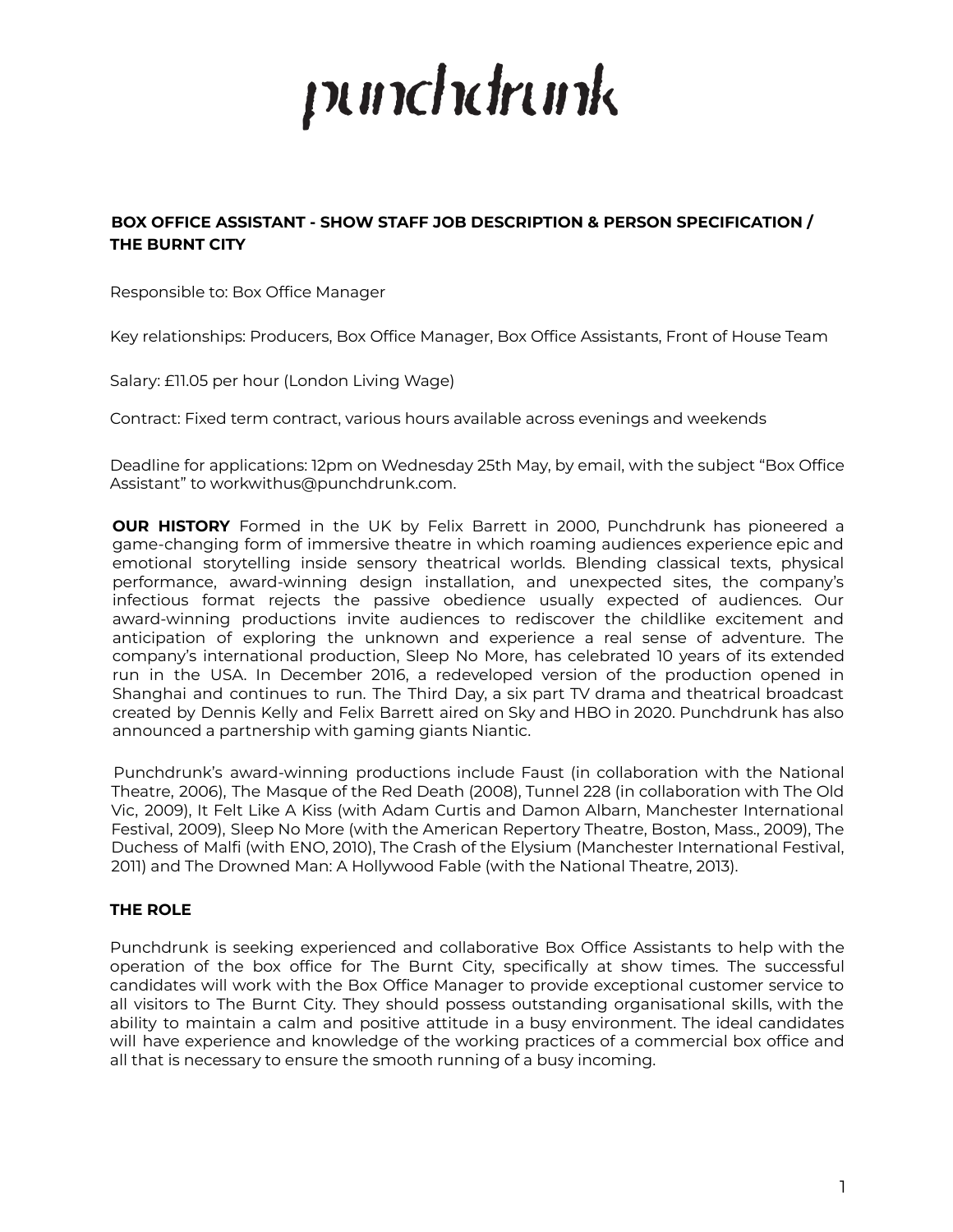# punchdrunk

**BOX OFFICE ASSISTANT - SHOW STAFF JOB DESCRIPTION & PERSON SPECIFICATION / THE BURNT CITY**

Responsible to: Box Office Manager

Key relationships: Producers, Box Office Manager, Box Office Assistants, Front of House Team

Salary: £11.05 per hour (London Living Wage)

Contract: Fixed term contract, various hours available across evenings and weekends

Deadline for applications: 12pm on Wednesday 25th May, by email, with the subject "Box Office Assistant" to workwithus@punchdrunk.com.

**OUR HISTORY** Formed in the UK by Felix Barrett in 2000, Punchdrunk has pioneered a game-changing form of immersive theatre in which roaming audiences experience epic and emotional storytelling inside sensory theatrical worlds. Blending classical texts, physical performance, award-winning design installation, and unexpected sites, the company's infectious format rejects the passive obedience usually expected of audiences. Our award-winning productions invite audiences to rediscover the childlike excitement and anticipation of exploring the unknown and experience a real sense of adventure. The company's international production, Sleep No More, has celebrated 10 years of its extended run in the USA. In December 2016, a redeveloped version of the production opened in Shanghai and continues to run. The Third Day, a six part TV drama and theatrical broadcast created by Dennis Kelly and Felix Barrett aired on Sky and HBO in 2020. Punchdrunk has also announced a partnership with gaming giants Niantic.

Punchdrunk's award-winning productions include Faust (in collaboration with the National Theatre, 2006), The Masque of the Red Death (2008), Tunnel 228 (in collaboration with The Old Vic, 2009), It Felt Like A Kiss (with Adam Curtis and Damon Albarn, Manchester International Festival, 2009), Sleep No More (with the American Repertory Theatre, Boston, Mass., 2009), The Duchess of Malfi (with ENO, 2010), The Crash of the Elysium (Manchester International Festival, 2011) and The Drowned Man: A Hollywood Fable (with the National Theatre, 2013).

## THE ROLE

Punchdrunk is seeking experienced and collaborative Box Office Assistants to help with the operation of the box office for The Burnt City, specifically at show times. The successful candidates will work with the Box Office Manager to provide exceptional customer service to all visitors to The Burnt City. They should possess outstanding organisational skills, with the ability to maintain a calm and positive attitude in a busy environment. The ideal candidates will have experience and knowledge of the working practices of a commercial box office and all that is necessary to ensure the smooth running of a busy incoming.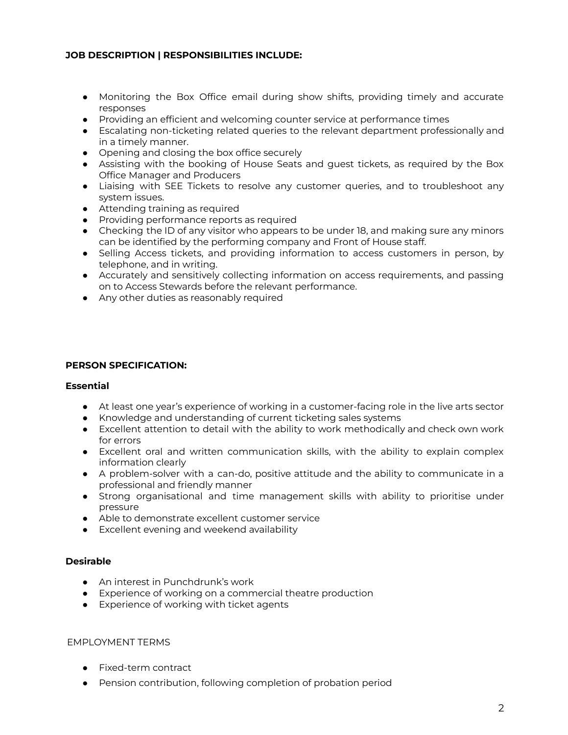**JOB DESCRIPTION | RESPONSIBILITIES INCLUDE:**

- Monitoring the Box Office email during show shifts, providing timely and accurate responses
- Providing an efficient and welcoming counter service at performance times
- Escalating non-ticketing related queries to the relevant department professionally and in a timely manner.
- Opening and closing the box office securely
- Assisting with the booking of House Seats and guest tickets, as required by the Box Office Manager and Producers
- Liaising with SEE Tickets to resolve any customer queries, and to troubleshoot any system issues.
- Attending training as required
- Providing performance reports as required
- Checking the ID of any visitor who appears to be under 18, and making sure any minors can be identified by the performing company and Front of House staff.
- Selling Access tickets, and providing information to access customers in person, by telephone, and in writing.
- Accurately and sensitively collecting information on access requirements, and passing on to Access Stewards before the relevant performance.
- Any other duties as reasonably required

**PERSON SPECIFICATION:**

**Essential**

- At least one year's experience of working in a customer-facing role in the live arts sector
- Knowledge and understanding of current ticketing sales systems
- Excellent attention to detail with the ability to work methodically and check own work for errors
- Excellent oral and written communication skills, with the ability to explain complex information clearly
- A problem-solver with a can-do, positive attitude and the ability to communicate in a professional and friendly manner
- Strong organisational and time management skills with ability to prioritise under pressure
- Able to demonstrate excellent customer service
- Excellent evening and weekend availability

**Desirable**

- An interest in Punchdrunk's work
- Experience of working on a commercial theatre production
- Experience of working with ticket agents

EMPLOYMENT TERMS

- Fixed-term contract
- Pension contribution, following completion of probation period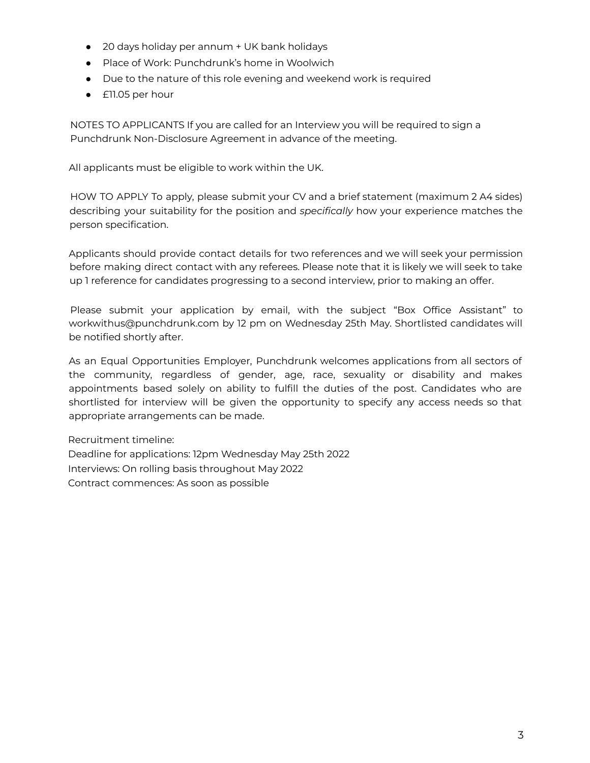- 20 days holiday per annum + UK bank holidays
- Place of Work: Punchdrunk's home in Woolwich
- Due to the nature of this role evening and weekend work is required
- £11.05 per hour

NOTES TO APPLICANTS If you are called for an Interview you will be required to sign a Punchdrunk Non-Disclosure Agreement in advance of the meeting.

All applicants must be eligible to work within the UK.

HOW TO APPLY To apply, please submit your CV and a brief statement (maximum 2 A4 sides) describing your suitability for the position and *specifically* how your experience matches the person specification.

Applicants should provide contact details for two references and we will seek your permission before making direct contact with any referees. Please note that it is likely we will seek to take up 1 reference for candidates progressing to a second interview, prior to making an offer.

Please submit your application by email, with the subject "Box Office Assistant" to workwithus@punchdrunk.com by 12 pm on Wednesday 25th May. Shortlisted candidates will be notified shortly after.

As an Equal Opportunities Employer, Punchdrunk welcomes applications from all sectors of the community, regardless of gender, age, race, sexuality or disability and makes appointments based solely on ability to fulfill the duties of the post. Candidates who are shortlisted for interview will be given the opportunity to specify any access needs so that appropriate arrangements can be made.

Recruitment timeline:
Deadline for applications: 12pm Wednesday May 25th 2022
Interviews: On rolling basis throughout May 2022
Contract commences: As soon as possible